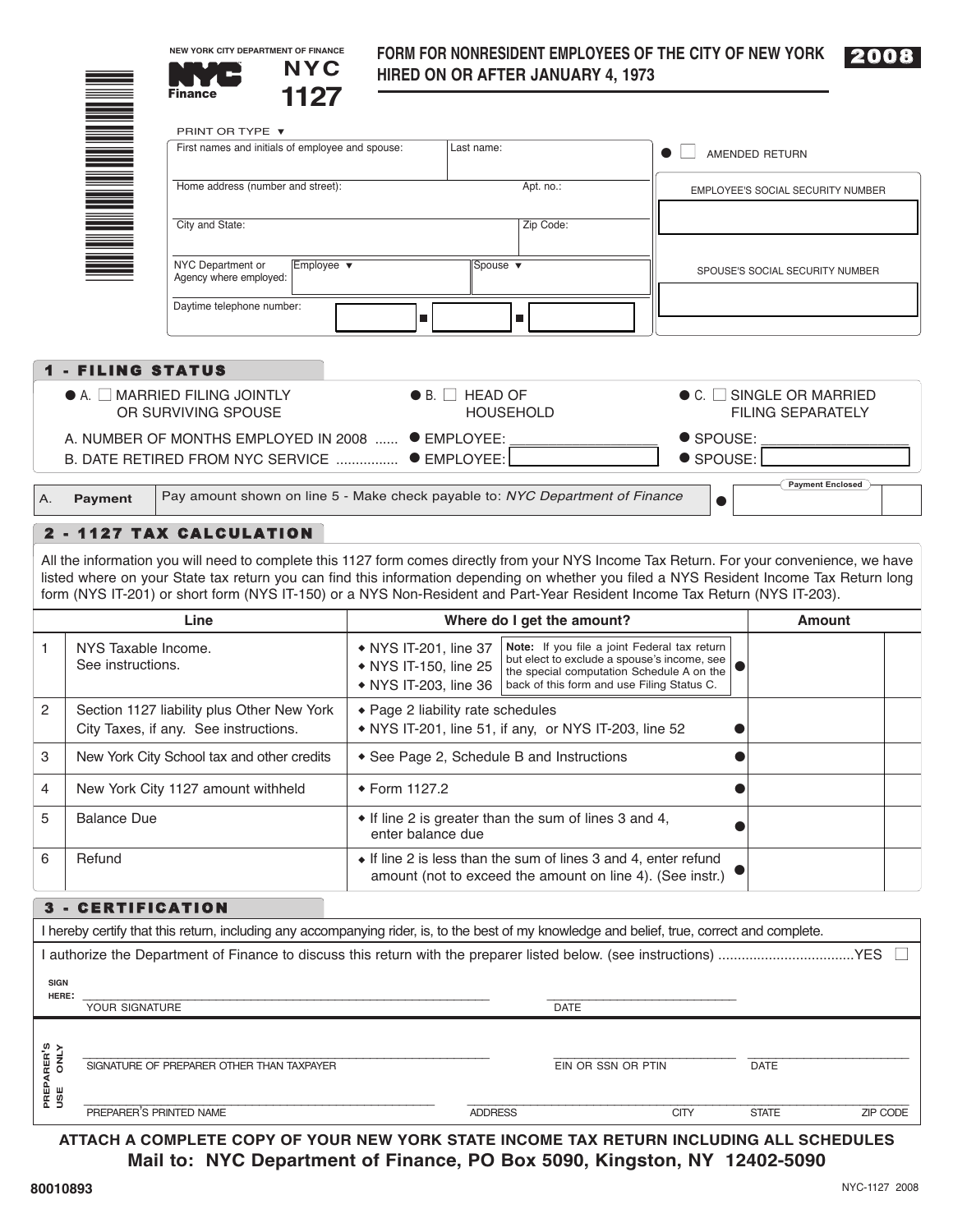NEW YORK CITY DEPARTMENT OF FINANCE

NYC Finance

# NYC 1127

## FORM FOR NONRESIDENT EMPLOYEES OF THE CITY OF NEW YORK HIRED ON OR AFTER JANUARY 4, 1973

**2008**

PRINT OR TYPE ▼

| First names and initials of employee and spouse: | Last name: |
|---|---|
| Home address (number and street): | Apt. no.: |
| City and State: | Zip Code: |
| NYC Department or Agency where employed: Employee ▼ | Spouse ▼ |
| Daytime telephone number: | |

● ☐ AMENDED RETURN

EMPLOYEE'S SOCIAL SECURITY NUMBER

SPOUSE'S SOCIAL SECURITY NUMBER

## 1 - FILING STATUS

● A. ☐ MARRIED FILING JOINTLY OR SURVIVING SPOUSE ● B. ☐ HEAD OF HOUSEHOLD ● C. ☐ SINGLE OR MARRIED FILING SEPARATELY

A. NUMBER OF MONTHS EMPLOYED IN 2008 ...... ● EMPLOYEE: ________ ● SPOUSE: ________

B. DATE RETIRED FROM NYC SERVICE ............... ● EMPLOYEE: ________ ● SPOUSE: ________

| A. | Payment | Pay amount shown on line 5 - Make check payable to: *NYC Department of Finance* | ● Payment Enclosed |
|---|---|---|---|

## 2 - 1127 TAX CALCULATION

All the information you will need to complete this 1127 form comes directly from your NYS Income Tax Return. For your convenience, we have listed where on your State tax return you can find this information depending on whether you filed a NYS Resident Income Tax Return long form (NYS IT-201) or short form (NYS IT-150) or a NYS Non-Resident and Part-Year Resident Income Tax Return (NYS IT-203).

| | Line | Where do I get the amount? | Amount |
|---|---|---|---|
| 1 | NYS Taxable Income. See instructions. | ◆ NYS IT-201, line 37 ◆ NYS IT-150, line 25 ◆ NYS IT-203, line 36 — **Note:** If you file a joint Federal tax return but elect to exclude a spouse's income, see the special computation Schedule A on the back of this form and use Filing Status C. ● | |
| 2 | Section 1127 liability plus Other New York City Taxes, if any. See instructions. | ◆ Page 2 liability rate schedules ◆ NYS IT-201, line 51, if any, or NYS IT-203, line 52 ● | |
| 3 | New York City School tax and other credits | ◆ See Page 2, Schedule B and Instructions ● | |
| 4 | New York City 1127 amount withheld | ◆ Form 1127.2 ● | |
| 5 | Balance Due | ◆ If line 2 is greater than the sum of lines 3 and 4, enter balance due ● | |
| 6 | Refund | ◆ If line 2 is less than the sum of lines 3 and 4, enter refund amount (not to exceed the amount on line 4). (See instr.) ● | |

## 3 - CERTIFICATION

I hereby certify that this return, including any accompanying rider, is, to the best of my knowledge and belief, true, correct and complete.

I authorize the Department of Finance to discuss this return with the preparer listed below. (see instructions) ..................................YES ☐

SIGN HERE: ______________________ YOUR SIGNATURE ______________ DATE

PREPARER'S USE ONLY

______________________ SIGNATURE OF PREPARER OTHER THAN TAXPAYER ______________ EIN OR SSN OR PTIN ______________ DATE

______________________ PREPARER'S PRINTED NAME ______________ ADDRESS ______ CITY ______ STATE ______ ZIP CODE

**ATTACH A COMPLETE COPY OF YOUR NEW YORK STATE INCOME TAX RETURN INCLUDING ALL SCHEDULES**

**Mail to: NYC Department of Finance, PO Box 5090, Kingston, NY 12402-5090**

80010893

NYC-1127 2008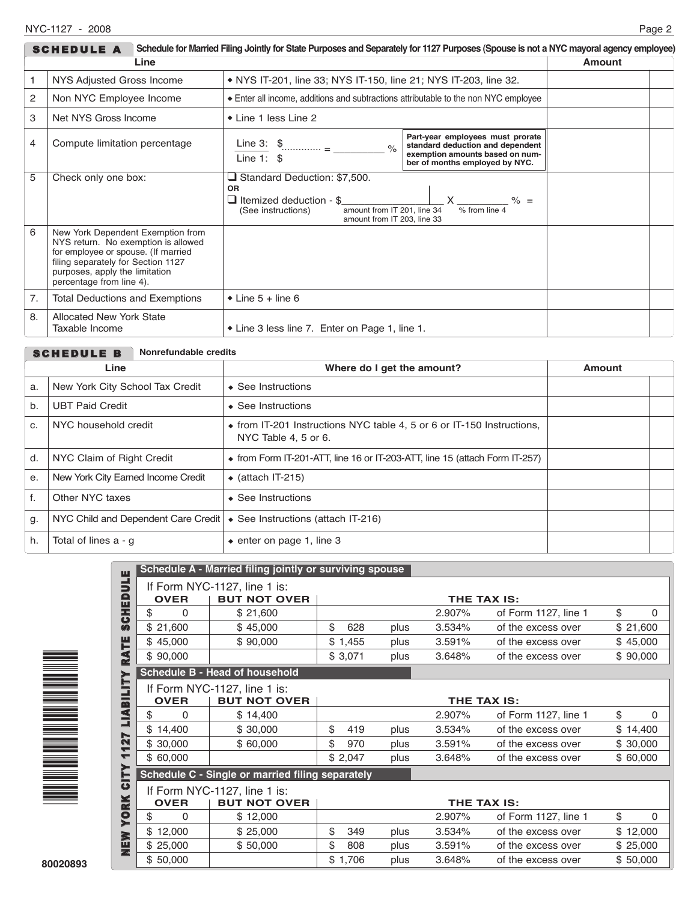## SCHEDULE A — Schedule for Married Filing Jointly for State Purposes and Separately for 1127 Purposes (Spouse is not a NYC mayoral agency employee)

| | Line | | Amount |
|---|---|---|---|
| 1 | NYS Adjusted Gross Income | ◆ NYS IT-201, line 33; NYS IT-150, line 21; NYS IT-203, line 32. | |
| 2 | Non NYC Employee Income | ◆ Enter all income, additions and subtractions attributable to the non NYC employee | |
| 3 | Net NYS Gross Income | ◆ Line 1 less Line 2 | |
| 4 | Compute limitation percentage | Line 3: $............ = _________ % / Line 1: $ — Part-year employees must prorate standard deduction and dependent exemption amounts based on number of months employed by NYC. | |
| 5 | Check only one box: | ☐ Standard Deduction: $7,500. OR ☐ Itemized deduction - $_________ (amount from IT 201, line 34 / amount from IT 203, line 33) X _______ % (% from line 4) = (See instructions) | |
| 6 | New York Dependent Exemption from NYS return. No exemption is allowed for employee or spouse. (If married filing separately for Section 1127 purposes, apply the limitation percentage from line 4). | | |
| 7. | Total Deductions and Exemptions | ◆ Line 5 + line 6 | |
| 8. | Allocated New York State Taxable Income | ◆ Line 3 less line 7. Enter on Page 1, line 1. | |

## SCHEDULE B — Nonrefundable credits

| | Line | Where do I get the amount? | Amount |
|---|---|---|---|
| a. | New York City School Tax Credit | ◆ See Instructions | |
| b. | UBT Paid Credit | ◆ See Instructions | |
| c. | NYC household credit | ◆ from IT-201 Instructions NYC table 4, 5 or 6 or IT-150 Instructions, NYC Table 4, 5 or 6. | |
| d. | NYC Claim of Right Credit | ◆ from Form IT-201-ATT, line 16 or IT-203-ATT, line 15 (attach Form IT-257) | |
| e. | New York City Earned Income Credit | ◆ (attach IT-215) | |
| f. | Other NYC taxes | ◆ See Instructions | |
| g. | NYC Child and Dependent Care Credit | ◆ See Instructions (attach IT-216) | |
| h. | Total of lines a - g | ◆ enter on page 1, line 3 | |

## NEW YORK CITY 1127 LIABILITY RATE SCHEDULE

### Schedule A - Married filing jointly or surviving spouse

If Form NYC-1127, line 1 is:

| OVER | BUT NOT OVER | THE TAX IS: | | | | |
|---|---|---|---|---|---|---|
| $ 0 | $ 21,600 | | | 2.907% | of Form 1127, line 1 | $ 0 |
| $ 21,600 | $ 45,000 | $ 628 | plus | 3.534% | of the excess over | $ 21,600 |
| $ 45,000 | $ 90,000 | $ 1,455 | plus | 3.591% | of the excess over | $ 45,000 |
| $ 90,000 | | $ 3,071 | plus | 3.648% | of the excess over | $ 90,000 |

### Schedule B - Head of household

If Form NYC-1127, line 1 is:

| OVER | BUT NOT OVER | THE TAX IS: | | | | |
|---|---|---|---|---|---|---|
| $ 0 | $ 14,400 | | | 2.907% | of Form 1127, line 1 | $ 0 |
| $ 14,400 | $ 30,000 | $ 419 | plus | 3.534% | of the excess over | $ 14,400 |
| $ 30,000 | $ 60,000 | $ 970 | plus | 3.591% | of the excess over | $ 30,000 |
| $ 60,000 | | $ 2,047 | plus | 3.648% | of the excess over | $ 60,000 |

### Schedule C - Single or married filing separately

If Form NYC-1127, line 1 is:

| OVER | BUT NOT OVER | THE TAX IS: | | | | |
|---|---|---|---|---|---|---|
| $ 0 | $ 12,000 | | | 2.907% | of Form 1127, line 1 | $ 0 |
| $ 12,000 | $ 25,000 | $ 349 | plus | 3.534% | of the excess over | $ 12,000 |
| $ 25,000 | $ 50,000 | $ 808 | plus | 3.591% | of the excess over | $ 25,000 |
| $ 50,000 | | $ 1,706 | plus | 3.648% | of the excess over | $ 50,000 |

80020893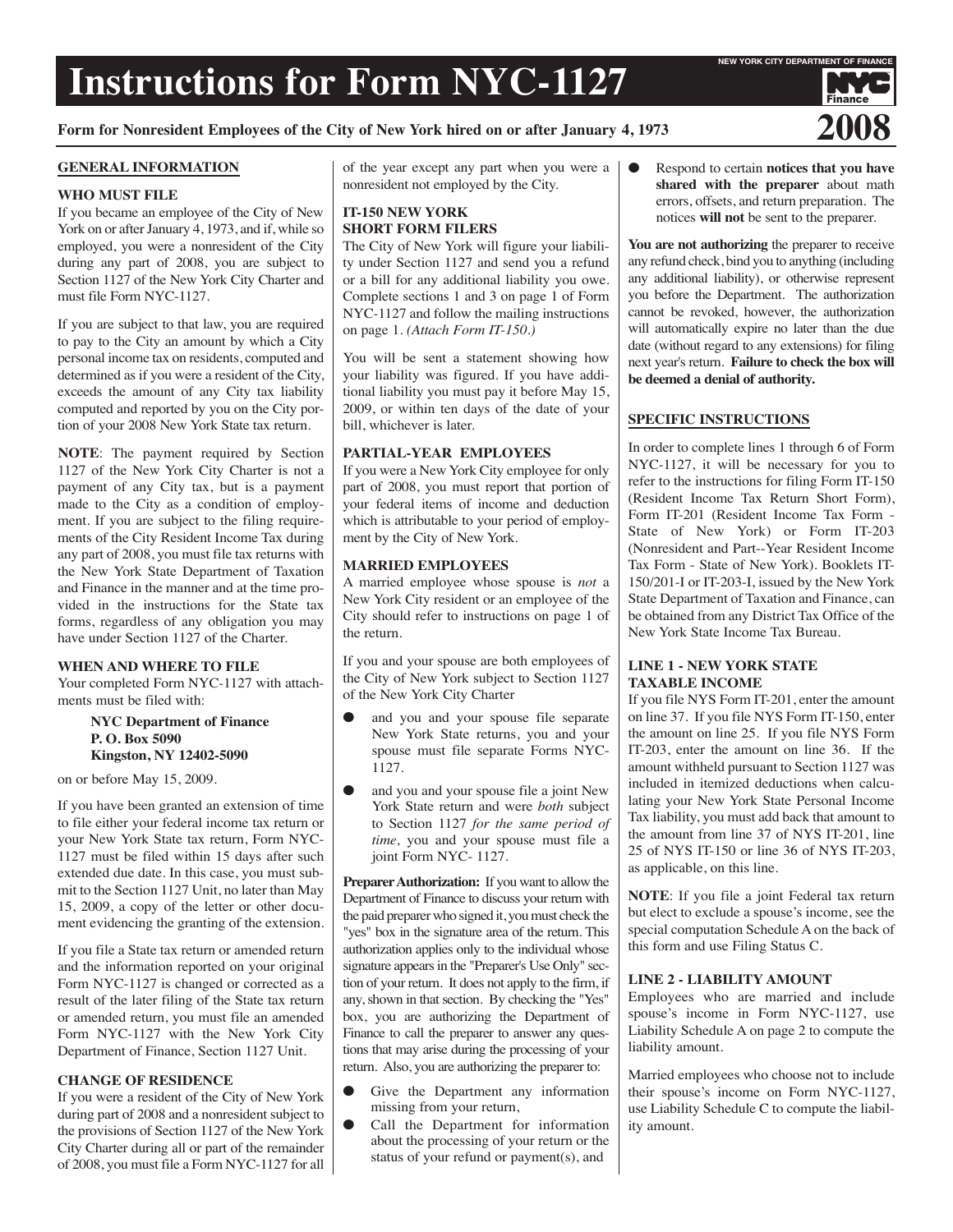# Instructions for Form NYC-1127

NEW YORK CITY DEPARTMENT OF FINANCE

**Form for Nonresident Employees of the City of New York hired on or after January 4, 1973** **2008**

## GENERAL INFORMATION

### WHO MUST FILE

If you became an employee of the City of New York on or after January 4, 1973, and if, while so employed, you were a nonresident of the City during any part of 2008, you are subject to Section 1127 of the New York City Charter and must file Form NYC-1127.

If you are subject to that law, you are required to pay to the City an amount by which a City personal income tax on residents, computed and determined as if you were a resident of the City, exceeds the amount of any City tax liability computed and reported by you on the City portion of your 2008 New York State tax return.

**NOTE**: The payment required by Section 1127 of the New York City Charter is not a payment of any City tax, but is a payment made to the City as a condition of employment. If you are subject to the filing requirements of the City Resident Income Tax during any part of 2008, you must file tax returns with the New York State Department of Taxation and Finance in the manner and at the time provided in the instructions for the State tax forms, regardless of any obligation you may have under Section 1127 of the Charter.

### WHEN AND WHERE TO FILE

Your completed Form NYC-1127 with attachments must be filed with:

> **NYC Department of Finance**
> **P. O. Box 5090**
> **Kingston, NY 12402-5090**

on or before May 15, 2009.

If you have been granted an extension of time to file either your federal income tax return or your New York State tax return, Form NYC-1127 must be filed within 15 days after such extended due date. In this case, you must submit to the Section 1127 Unit, no later than May 15, 2009, a copy of the letter or other document evidencing the granting of the extension.

If you file a State tax return or amended return and the information reported on your original Form NYC-1127 is changed or corrected as a result of the later filing of the State tax return or amended return, you must file an amended Form NYC-1127 with the New York City Department of Finance, Section 1127 Unit.

### CHANGE OF RESIDENCE

If you were a resident of the City of New York during part of 2008 and a nonresident subject to the provisions of Section 1127 of the New York City Charter during all or part of the remainder of 2008, you must file a Form NYC-1127 for all of the year except any part when you were a nonresident not employed by the City.

### IT-150 NEW YORK SHORT FORM FILERS

The City of New York will figure your liability under Section 1127 and send you a refund or a bill for any additional liability you owe. Complete sections 1 and 3 on page 1 of Form NYC-1127 and follow the mailing instructions on page 1. *(Attach Form IT-150.)*

You will be sent a statement showing how your liability was figured. If you have additional liability you must pay it before May 15, 2009, or within ten days of the date of your bill, whichever is later.

### PARTIAL-YEAR EMPLOYEES

If you were a New York City employee for only part of 2008, you must report that portion of your federal items of income and deduction which is attributable to your period of employment by the City of New York.

### MARRIED EMPLOYEES

A married employee whose spouse is *not* a New York City resident or an employee of the City should refer to instructions on page 1 of the return.

If you and your spouse are both employees of the City of New York subject to Section 1127 of the New York City Charter

- and you and your spouse file separate New York State returns, you and your spouse must file separate Forms NYC-1127.
- and you and your spouse file a joint New York State return and were *both* subject to Section 1127 *for the same period of time,* you and your spouse must file a joint Form NYC- 1127.

**Preparer Authorization:** If you want to allow the Department of Finance to discuss your return with the paid preparer who signed it, you must check the "yes" box in the signature area of the return. This authorization applies only to the individual whose signature appears in the "Preparer's Use Only" section of your return. It does not apply to the firm, if any, shown in that section. By checking the "Yes" box, you are authorizing the Department of Finance to call the preparer to answer any questions that may arise during the processing of your return. Also, you are authorizing the preparer to:

- Give the Department any information missing from your return,
- Call the Department for information about the processing of your return or the status of your refund or payment(s), and
- Respond to certain **notices that you have shared with the preparer** about math errors, offsets, and return preparation. The notices **will not** be sent to the preparer.

**You are not authorizing** the preparer to receive any refund check, bind you to anything (including any additional liability), or otherwise represent you before the Department. The authorization cannot be revoked, however, the authorization will automatically expire no later than the due date (without regard to any extensions) for filing next year's return. **Failure to check the box will be deemed a denial of authority.**

## SPECIFIC INSTRUCTIONS

In order to complete lines 1 through 6 of Form NYC-1127, it will be necessary for you to refer to the instructions for filing Form IT-150 (Resident Income Tax Return Short Form), Form IT-201 (Resident Income Tax Form - State of New York) or Form IT-203 (Nonresident and Part--Year Resident Income Tax Form - State of New York). Booklets IT-150/201-I or IT-203-I, issued by the New York State Department of Taxation and Finance, can be obtained from any District Tax Office of the New York State Income Tax Bureau.

### LINE 1 - NEW YORK STATE TAXABLE INCOME

If you file NYS Form IT-201, enter the amount on line 37. If you file NYS Form IT-150, enter the amount on line 25. If you file NYS Form IT-203, enter the amount on line 36. If the amount withheld pursuant to Section 1127 was included in itemized deductions when calculating your New York State Personal Income Tax liability, you must add back that amount to the amount from line 37 of NYS IT-201, line 25 of NYS IT-150 or line 36 of NYS IT-203, as applicable, on this line.

**NOTE**: If you file a joint Federal tax return but elect to exclude a spouse's income, see the special computation Schedule A on the back of this form and use Filing Status C.

### LINE 2 - LIABILITY AMOUNT

Employees who are married and include spouse's income in Form NYC-1127, use Liability Schedule A on page 2 to compute the liability amount.

Married employees who choose not to include their spouse's income on Form NYC-1127, use Liability Schedule C to compute the liability amount.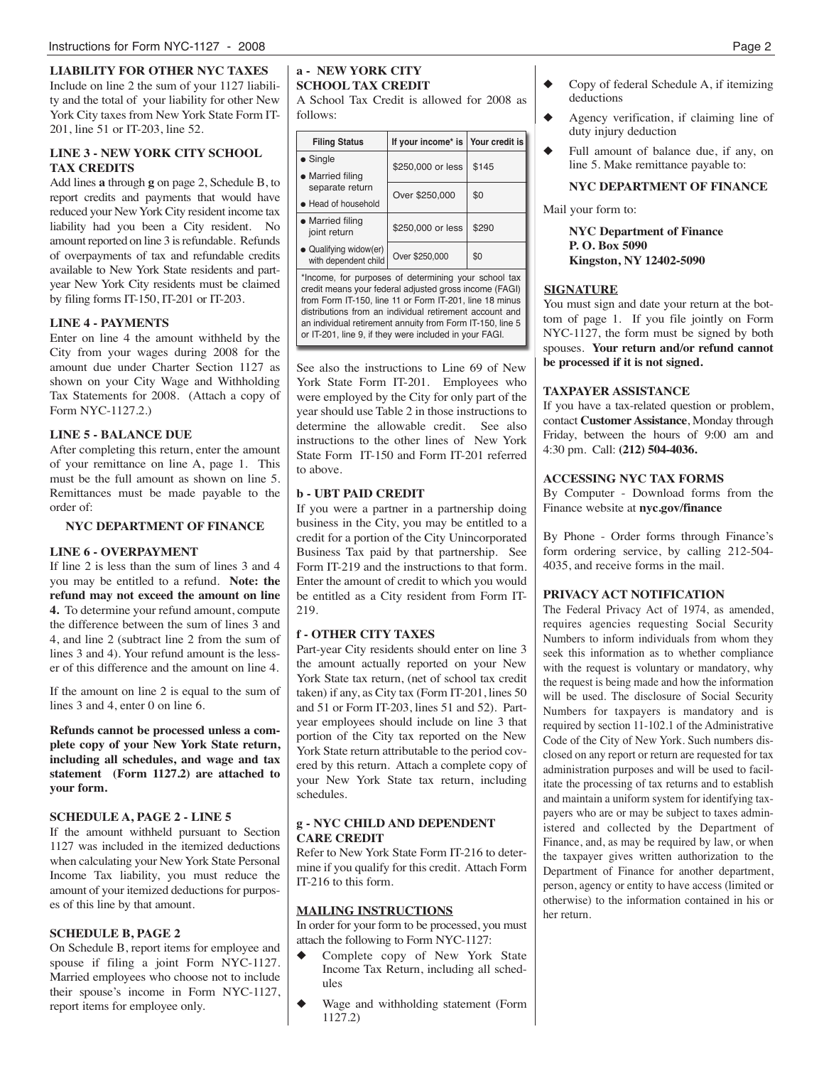### LIABILITY FOR OTHER NYC TAXES

Include on line 2 the sum of your 1127 liability and the total of your liability for other New York City taxes from New York State Form IT-201, line 51 or IT-203, line 52.

### LINE 3 - NEW YORK CITY SCHOOL TAX CREDITS

Add lines **a** through **g** on page 2, Schedule B, to report credits and payments that would have reduced your New York City resident income tax liability had you been a City resident. No amount reported on line 3 is refundable. Refunds of overpayments of tax and refundable credits available to New York State residents and part-year New York City residents must be claimed by filing forms IT-150, IT-201 or IT-203.

### LINE 4 - PAYMENTS

Enter on line 4 the amount withheld by the City from your wages during 2008 for the amount due under Charter Section 1127 as shown on your City Wage and Withholding Tax Statements for 2008. (Attach a copy of Form NYC-1127.2.)

### LINE 5 - BALANCE DUE

After completing this return, enter the amount of your remittance on line A, page 1. This must be the full amount as shown on line 5. Remittances must be made payable to the order of:

**NYC DEPARTMENT OF FINANCE**

### LINE 6 - OVERPAYMENT

If line 2 is less than the sum of lines 3 and 4 you may be entitled to a refund. **Note: the refund may not exceed the amount on line 4.** To determine your refund amount, compute the difference between the sum of lines 3 and 4, and line 2 (subtract line 2 from the sum of lines 3 and 4). Your refund amount is the lesser of this difference and the amount on line 4.

If the amount on line 2 is equal to the sum of lines 3 and 4, enter 0 on line 6.

**Refunds cannot be processed unless a complete copy of your New York State return, including all schedules, and wage and tax statement (Form 1127.2) are attached to your form.**

### SCHEDULE A, PAGE 2 - LINE 5

If the amount withheld pursuant to Section 1127 was included in the itemized deductions when calculating your New York State Personal Income Tax liability, you must reduce the amount of your itemized deductions for purposes of this line by that amount.

### SCHEDULE B, PAGE 2

On Schedule B, report items for employee and spouse if filing a joint Form NYC-1127. Married employees who choose not to include their spouse's income in Form NYC-1127, report items for employee only.

### a - NEW YORK CITY SCHOOL TAX CREDIT

A School Tax Credit is allowed for 2008 as follows:

| Filing Status | If your income* is | Your credit is |
|---|---|---|
| • Single<br>• Married filing separate return<br>• Head of household | $250,000 or less | $145 |
| | Over $250,000 | $0 |
| • Married filing joint return<br>• Qualifying widow(er) with dependent child | $250,000 or less | $290 |
| | Over $250,000 | $0 |

*Income, for purposes of determining your school tax credit means your federal adjusted gross income (FAGI) from Form IT-150, line 11 or Form IT-201, line 18 minus distributions from an individual retirement account and an individual retirement annuity from Form IT-150, line 5 or IT-201, line 9, if they were included in your FAGI.

See also the instructions to Line 69 of New York State Form IT-201. Employees who were employed by the City for only part of the year should use Table 2 in those instructions to determine the allowable credit. See also instructions to the other lines of New York State Form IT-150 and Form IT-201 referred to above.

### b - UBT PAID CREDIT

If you were a partner in a partnership doing business in the City, you may be entitled to a credit for a portion of the City Unincorporated Business Tax paid by that partnership. See Form IT-219 and the instructions to that form. Enter the amount of credit to which you would be entitled as a City resident from Form IT-219.

### f - OTHER CITY TAXES

Part-year City residents should enter on line 3 the amount actually reported on your New York State tax return, (net of school tax credit taken) if any, as City tax (Form IT-201, lines 50 and 51 or Form IT-203, lines 51 and 52). Part-year employees should include on line 3 that portion of the City tax reported on the New York State return attributable to the period covered by this return. Attach a complete copy of your New York State tax return, including schedules.

### g - NYC CHILD AND DEPENDENT CARE CREDIT

Refer to New York State Form IT-216 to determine if you qualify for this credit. Attach Form IT-216 to this form.

### MAILING INSTRUCTIONS

In order for your form to be processed, you must attach the following to Form NYC-1127:

- Complete copy of New York State Income Tax Return, including all schedules
- Wage and withholding statement (Form 1127.2)
- Copy of federal Schedule A, if itemizing deductions
- Agency verification, if claiming line of duty injury deduction
- Full amount of balance due, if any, on line 5. Make remittance payable to:

**NYC DEPARTMENT OF FINANCE**

Mail your form to:

**NYC Department of Finance**
**P. O. Box 5090**
**Kingston, NY 12402-5090**

### SIGNATURE

You must sign and date your return at the bottom of page 1. If you file jointly on Form NYC-1127, the form must be signed by both spouses. **Your return and/or refund cannot be processed if it is not signed.**

### TAXPAYER ASSISTANCE

If you have a tax-related question or problem, contact **Customer Assistance**, Monday through Friday, between the hours of 9:00 am and 4:30 pm. Call: **(212) 504-4036.**

### ACCESSING NYC TAX FORMS

By Computer - Download forms from the Finance website at **nyc.gov/finance**

By Phone - Order forms through Finance's form ordering service, by calling 212-504-4035, and receive forms in the mail.

### PRIVACY ACT NOTIFICATION

The Federal Privacy Act of 1974, as amended, requires agencies requesting Social Security Numbers to inform individuals from whom they seek this information as to whether compliance with the request is voluntary or mandatory, why the request is being made and how the information will be used. The disclosure of Social Security Numbers for taxpayers is mandatory and is required by section 11-102.1 of the Administrative Code of the City of New York. Such numbers disclosed on any report or return are requested for tax administration purposes and will be used to facilitate the processing of tax returns and to establish and maintain a uniform system for identifying taxpayers who are or may be subject to taxes administered and collected by the Department of Finance, and, as may be required by law, or when the taxpayer gives written authorization to the Department of Finance for another department, person, agency or entity to have access (limited or otherwise) to the information contained in his or her return.